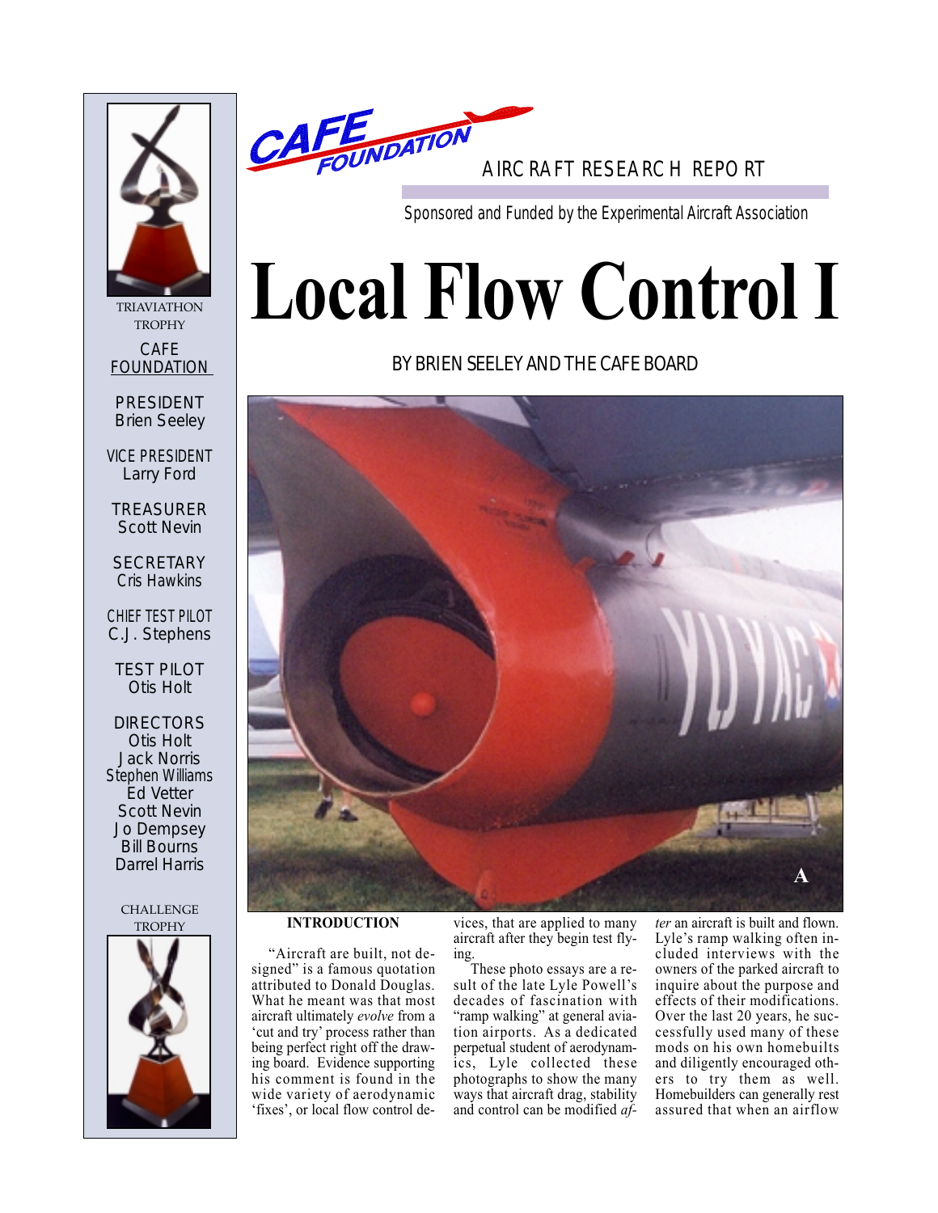CAFE FOUNDATION

AIRCRAFT RESEARCH REPORT

Sponsored and Funded by the Experimental Aircraft Association

# Local Flow Control I

BY BRIEN SEELEY AND THE CAFE BOARD

A

TRIAVIATHON TROPHY

CAFE FOUNDATION

PRESIDENT
Brien Seeley

VICE PRESIDENT
Larry Ford

TREASURER
Scott Nevin

SECRETARY
Cris Hawkins

CHIEF TEST PILOT
C.J. Stephens

TEST PILOT
Otis Holt

DIRECTORS
Otis Holt
Jack Norris
Stephen Williams
Ed Vetter
Scott Nevin
Jo Dempsey
Bill Bourns
Darrel Harris

CHALLENGE TROPHY

## INTRODUCTION

"Aircraft are built, not designed" is a famous quotation attributed to Donald Douglas. What he meant was that most aircraft ultimately *evolve* from a 'cut and try' process rather than being perfect right off the drawing board. Evidence supporting his comment is found in the wide variety of aerodynamic 'fixes', or local flow control devices, that are applied to many aircraft after they begin test flying.

These photo essays are a result of the late Lyle Powell's decades of fascination with "ramp walking" at general aviation airports. As a dedicated perpetual student of aerodynamics, Lyle collected these photographs to show the many ways that aircraft drag, stability and control can be modified *after* an aircraft is built and flown. Lyle's ramp walking often included interviews with the owners of the parked aircraft to inquire about the purpose and effects of their modifications. Over the last 20 years, he successfully used many of these mods on his own homebuilts and diligently encouraged others to try them as well. Homebuilders can generally rest assured that when an airflow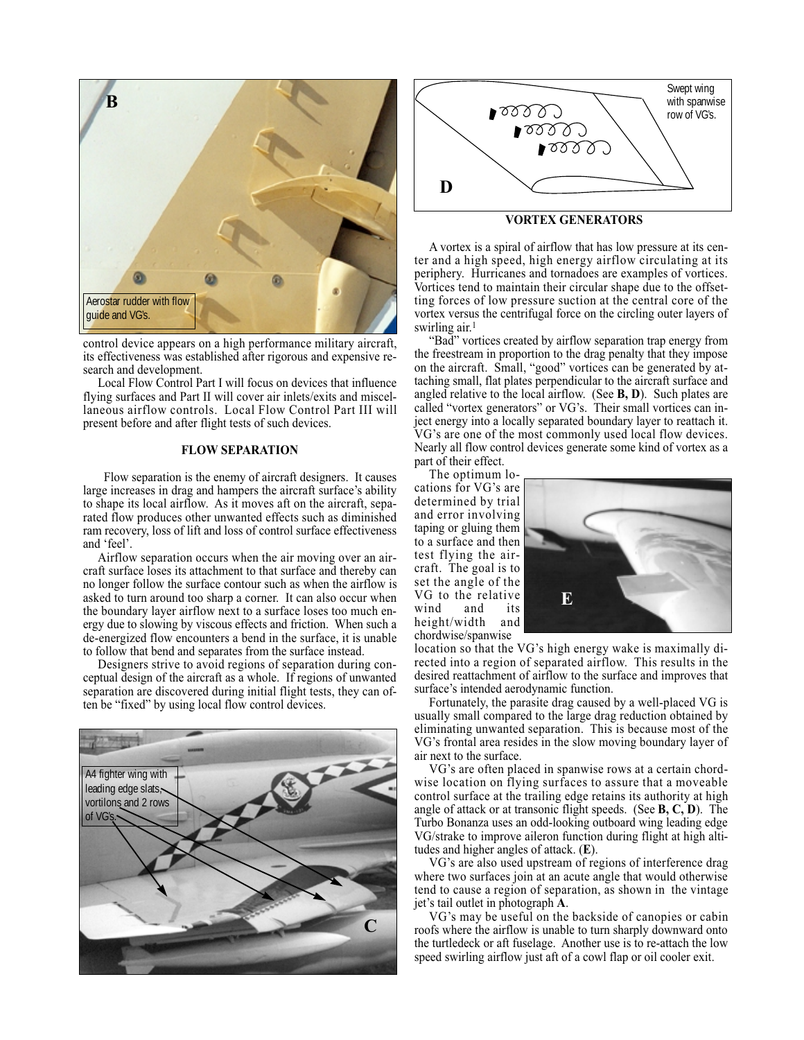Aerostar rudder with flow guide and VG's.

control device appears on a high performance military aircraft, its effectiveness was established after rigorous and expensive research and development.

Local Flow Control Part I will focus on devices that influence flying surfaces and Part II will cover air inlets/exits and miscellaneous airflow controls. Local Flow Control Part III will present before and after flight tests of such devices.

## FLOW SEPARATION

Flow separation is the enemy of aircraft designers. It causes large increases in drag and hampers the aircraft surface's ability to shape its local airflow. As it moves aft on the aircraft, separated flow produces other unwanted effects such as diminished ram recovery, loss of lift and loss of control surface effectiveness and 'feel'.

Airflow separation occurs when the air moving over an aircraft surface loses its attachment to that surface and thereby can no longer follow the surface contour such as when the airflow is asked to turn around too sharp a corner. It can also occur when the boundary layer airflow next to a surface loses too much energy due to slowing by viscous effects and friction. When such a de-energized flow encounters a bend in the surface, it is unable to follow that bend and separates from the surface instead.

Designers strive to avoid regions of separation during conceptual design of the aircraft as a whole. If regions of unwanted separation are discovered during initial flight tests, they can often be "fixed" by using local flow control devices.

A4 fighter wing with leading edge slats, vortilons and 2 rows of VG's.

Swept wing with spanwise row of VG's.

## VORTEX GENERATORS

A vortex is a spiral of airflow that has low pressure at its center and a high speed, high energy airflow circulating at its periphery. Hurricanes and tornadoes are examples of vortices. Vortices tend to maintain their circular shape due to the offsetting forces of low pressure suction at the central core of the vortex versus the centrifugal force on the circling outer layers of swirling air.[1]

"Bad" vortices created by airflow separation trap energy from the freestream in proportion to the drag penalty that they impose on the aircraft. Small, "good" vortices can be generated by attaching small, flat plates perpendicular to the aircraft surface and angled relative to the local airflow. (See **B, D**). Such plates are called "vortex generators" or VG's. Their small vortices can inject energy into a locally separated boundary layer to reattach it. VG's are one of the most commonly used local flow devices. Nearly all flow control devices generate some kind of vortex as a part of their effect.

The optimum locations for VG's are determined by trial and error involving taping or gluing them to a surface and then test flying the aircraft. The goal is to set the angle of the VG to the relative wind and its height/width and chordwise/spanwise location so that the VG's high energy wake is maximally directed into a region of separated airflow. This results in the desired reattachment of airflow to the surface and improves that surface's intended aerodynamic function.

Fortunately, the parasite drag caused by a well-placed VG is usually small compared to the large drag reduction obtained by eliminating unwanted separation. This is because most of the VG's frontal area resides in the slow moving boundary layer of air next to the surface.

VG's are often placed in spanwise rows at a certain chordwise location on flying surfaces to assure that a moveable control surface at the trailing edge retains its authority at high angle of attack or at transonic flight speeds. (See **B, C, D**). The Turbo Bonanza uses an odd-looking outboard wing leading edge VG/strake to improve aileron function during flight at high altitudes and higher angles of attack. (**E**).

VG's are also used upstream of regions of interference drag where two surfaces join at an acute angle that would otherwise tend to cause a region of separation, as shown in the vintage jet's tail outlet in photograph **A**.

VG's may be useful on the backside of canopies or cabin roofs where the airflow is unable to turn sharply downward onto the turtledeck or aft fuselage. Another use is to re-attach the low speed swirling airflow just aft of a cowl flap or oil cooler exit.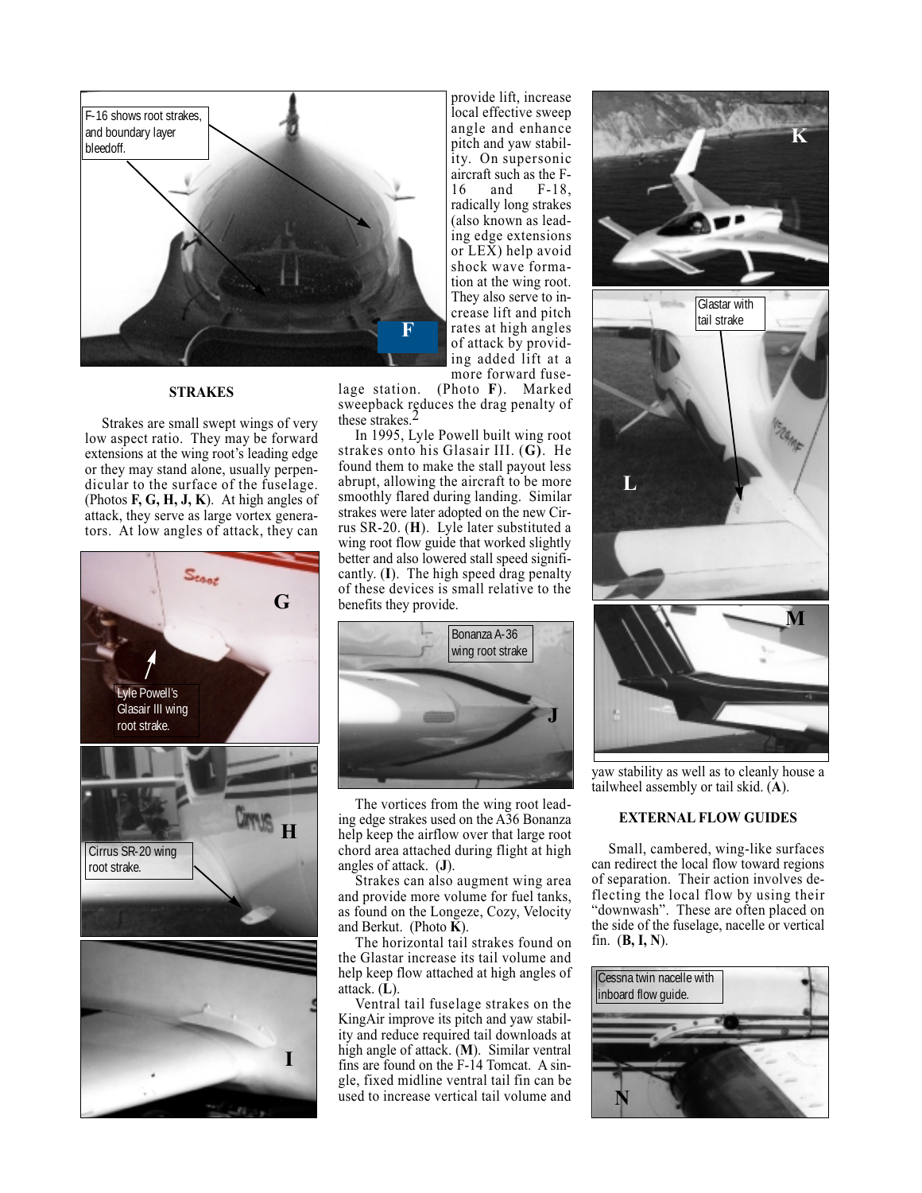## STRAKES

Strakes are small swept wings of very low aspect ratio. They may be forward extensions at the wing root's leading edge or they may stand alone, usually perpendicular to the surface of the fuselage. (Photos **F, G, H, J, K**). At high angles of attack, they serve as large vortex generators. At low angles of attack, they can provide lift, increase local effective sweep angle and enhance pitch and yaw stability. On supersonic aircraft such as the F-16 and F-18, radically long strakes (also known as leading edge extensions or LEX) help avoid shock wave formation at the wing root. They also serve to increase lift and pitch rates at high angles of attack by providing added lift at a more forward fuselage station. (Photo **F**). Marked sweepback reduces the drag penalty of these strakes.[2]

F-16 shows root strakes, and boundary layer bleedoff.

In 1995, Lyle Powell built wing root strakes onto his Glasair III. (**G**). He found them to make the stall payout less abrupt, allowing the aircraft to be more smoothly flared during landing. Similar strakes were later adopted on the new Cirrus SR-20. (**H**). Lyle later substituted a wing root flow guide that worked slightly better and also lowered stall speed significantly. (**I**). The high speed drag penalty of these devices is small relative to the benefits they provide.

Lyle Powell's Glasair III wing root strake.

Cirrus SR-20 wing root strake.

Bonanza A-36 wing root strake

The vortices from the wing root leading edge strakes used on the A36 Bonanza help keep the airflow over that large root chord area attached during flight at high angles of attack. (**J**).

Strakes can also augment wing area and provide more volume for fuel tanks, as found on the Longeze, Cozy, Velocity and Berkut. (Photo **K**).

The horizontal tail strakes found on the Glastar increase its tail volume and help keep flow attached at high angles of attack. (**L**).

Glastar with tail strake

Ventral tail fuselage strakes on the KingAir improve its pitch and yaw stability and reduce required tail downloads at high angle of attack. (**M**). Similar ventral fins are found on the F-14 Tomcat. A single, fixed midline ventral tail fin can be used to increase vertical tail volume and yaw stability as well as to cleanly house a tailwheel assembly or tail skid. (**A**).

## EXTERNAL FLOW GUIDES

Small, cambered, wing-like surfaces can redirect the local flow toward regions of separation. Their action involves deflecting the local flow by using their "downwash". These are often placed on the side of the fuselage, nacelle or vertical fin. (**B, I, N**).

Cessna twin nacelle with inboard flow guide.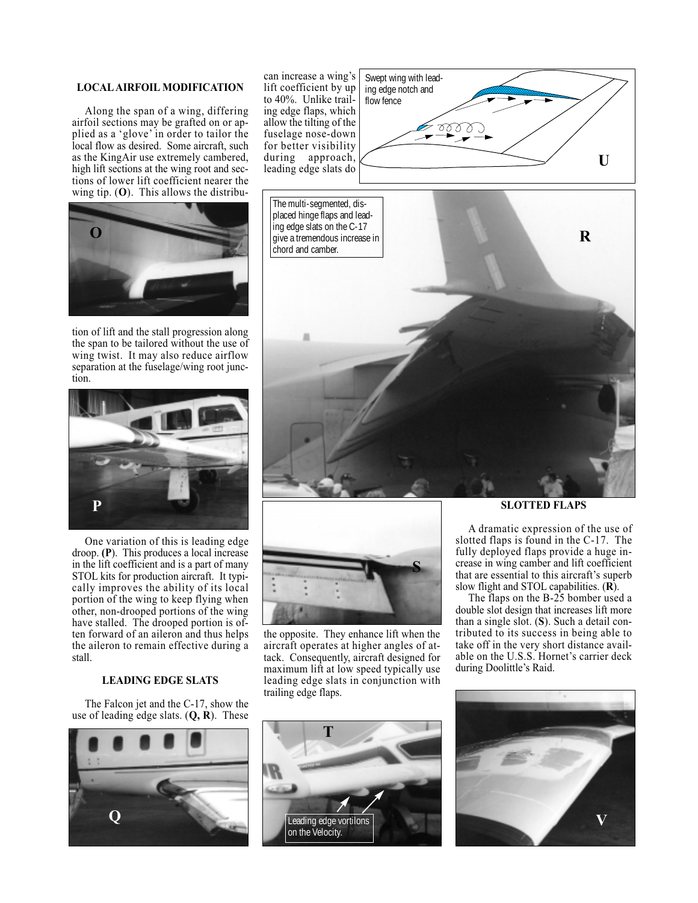### LOCAL AIRFOIL MODIFICATION

Along the span of a wing, differing airfoil sections may be grafted on or applied as a 'glove' in order to tailor the local flow as desired. Some aircraft, such as the KingAir use extremely cambered, high lift sections at the wing root and sections of lower lift coefficient nearer the wing tip. (**O**). This allows the distribution of lift and the stall progression along the span to be tailored without the use of wing twist. It may also reduce airflow separation at the fuselage/wing root junction.

One variation of this is leading edge droop. **(P)**. This produces a local increase in the lift coefficient and is a part of many STOL kits for production aircraft. It typically improves the ability of its local portion of the wing to keep flying when other, non-drooped portions of the wing have stalled. The drooped portion is often forward of an aileron and thus helps the aileron to remain effective during a stall.

### LEADING EDGE SLATS

The Falcon jet and the C-17, show the use of leading edge slats. (**Q, R**). These can increase a wing's lift coefficient by up to 40%. Unlike trailing edge flaps, which allow the tilting of the fuselage nose-down for better visibility during approach, leading edge slats do the opposite. They enhance lift when the aircraft operates at higher angles of attack. Consequently, aircraft designed for maximum lift at low speed typically use leading edge slats in conjunction with trailing edge flaps.

Swept wing with leading edge notch and flow fence

The multi-segmented, displaced hinge flaps and leading edge slats on the C-17 give a tremendous increase in chord and camber.

Leading edge vortilons on the Velocity.

### SLOTTED FLAPS

A dramatic expression of the use of slotted flaps is found in the C-17. The fully deployed flaps provide a huge increase in wing camber and lift coefficient that are essential to this aircraft's superb slow flight and STOL capabilities. (**R**).

The flaps on the B-25 bomber used a double slot design that increases lift more than a single slot. (**S**). Such a detail contributed to its success in being able to take off in the very short distance available on the U.S.S. Hornet's carrier deck during Doolittle's Raid.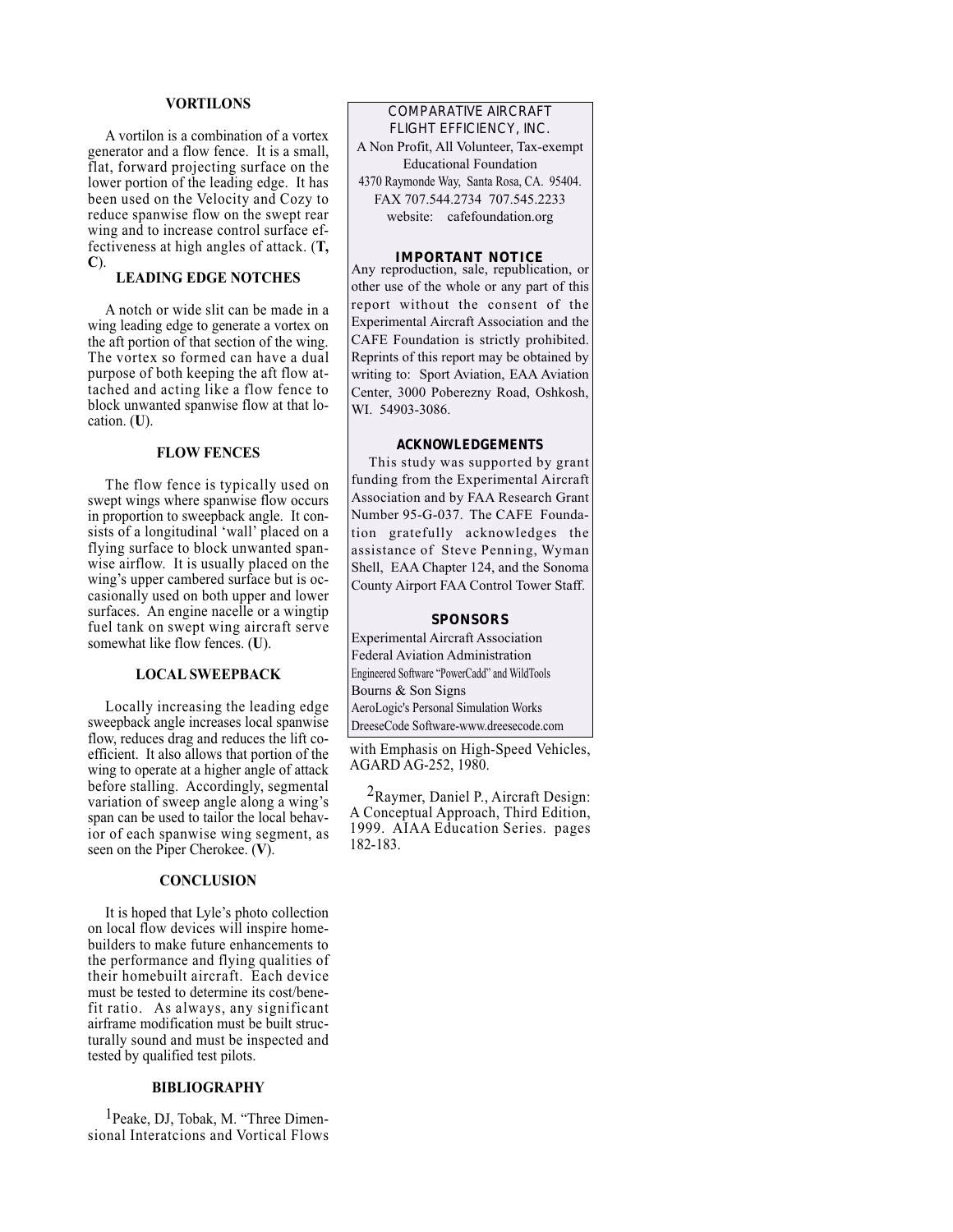### VORTILONS

A vortilon is a combination of a vortex generator and a flow fence. It is a small, flat, forward projecting surface on the lower portion of the leading edge. It has been used on the Velocity and Cozy to reduce spanwise flow on the swept rear wing and to increase control surface effectiveness at high angles of attack. (**T, C**).

### LEADING EDGE NOTCHES

A notch or wide slit can be made in a wing leading edge to generate a vortex on the aft portion of that section of the wing. The vortex so formed can have a dual purpose of both keeping the aft flow attached and acting like a flow fence to block unwanted spanwise flow at that location. (**U**).

### FLOW FENCES

The flow fence is typically used on swept wings where spanwise flow occurs in proportion to sweepback angle. It consists of a longitudinal 'wall' placed on a flying surface to block unwanted spanwise airflow. It is usually placed on the wing's upper cambered surface but is occasionally used on both upper and lower surfaces. An engine nacelle or a wingtip fuel tank on swept wing aircraft serve somewhat like flow fences. (**U**).

### LOCAL SWEEPBACK

Locally increasing the leading edge sweepback angle increases local spanwise flow, reduces drag and reduces the lift coefficient. It also allows that portion of the wing to operate at a higher angle of attack before stalling. Accordingly, segmental variation of sweep angle along a wing's span can be used to tailor the local behavior of each spanwise wing segment, as seen on the Piper Cherokee. (**V**).

### CONCLUSION

It is hoped that Lyle's photo collection on local flow devices will inspire homebuilders to make future enhancements to the performance and flying qualities of their homebuilt aircraft. Each device must be tested to determine its cost/benefit ratio. As always, any significant airframe modification must be built structurally sound and must be inspected and tested by qualified test pilots.

### BIBLIOGRAPHY

[1]Peake, DJ, Tobak, M. "Three Dimensional Interatcions and Vortical Flows with Emphasis on High-Speed Vehicles, AGARD AG-252, 1980.

[2]Raymer, Daniel P., Aircraft Design: A Conceptual Approach, Third Edition, 1999. AIAA Education Series. pages 182-183.

---

COMPARATIVE AIRCRAFT FLIGHT EFFICIENCY, INC.
A Non Profit, All Volunteer, Tax-exempt Educational Foundation
4370 Raymonde Way, Santa Rosa, CA. 95404.
FAX 707.544.2734 707.545.2233
website: cafefoundation.org

**IMPORTANT NOTICE**

Any reproduction, sale, republication, or other use of the whole or any part of this report without the consent of the Experimental Aircraft Association and the CAFE Foundation is strictly prohibited. Reprints of this report may be obtained by writing to: Sport Aviation, EAA Aviation Center, 3000 Poberezny Road, Oshkosh, WI. 54903-3086.

**ACKNOWLEDGEMENTS**

This study was supported by grant funding from the Experimental Aircraft Association and by FAA Research Grant Number 95-G-037. The CAFE Foundation gratefully acknowledges the assistance of Steve Penning, Wyman Shell, EAA Chapter 124, and the Sonoma County Airport FAA Control Tower Staff.

**SPONSORS**

Experimental Aircraft Association
Federal Aviation Administration
Engineered Software "PowerCadd" and WildTools
Bourns & Son Signs
AeroLogic's Personal Simulation Works
DreeseCode Software-www.dreesecode.com